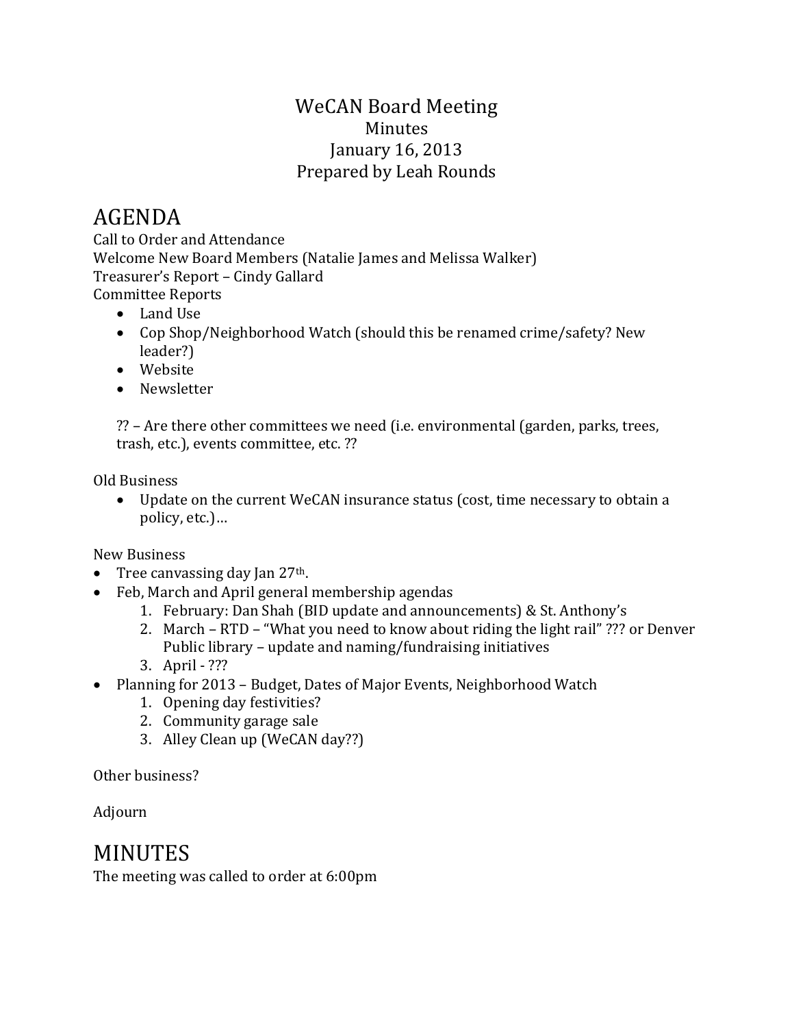# WeCAN Board Meeting

Minutes

January 16, 2013

Prepared by Leah Rounds

## AGENDA

Call to Order and Attendance

Welcome New Board Members (Natalie James and Melissa Walker)

Treasurer's Report – Cindy Gallard

Committee Reports

- Land Use
- Cop Shop/Neighborhood Watch (should this be renamed crime/safety? New leader?)
- Website
- Newsletter

?? – Are there other committees we need (i.e. environmental (garden, parks, trees, trash, etc.), events committee, etc. ??

Old Business

- Update on the current WeCAN insurance status (cost, time necessary to obtain a policy, etc.)…

New Business

- Tree canvassing day Jan 27th.
- Feb, March and April general membership agendas
  1. February: Dan Shah (BID update and announcements) & St. Anthony's
  2. March – RTD – "What you need to know about riding the light rail" ??? or Denver Public library – update and naming/fundraising initiatives
  3. April - ???
- Planning for 2013 – Budget, Dates of Major Events, Neighborhood Watch
  1. Opening day festivities?
  2. Community garage sale
  3. Alley Clean up (WeCAN day??)

Other business?

Adjourn

## MINUTES

The meeting was called to order at 6:00pm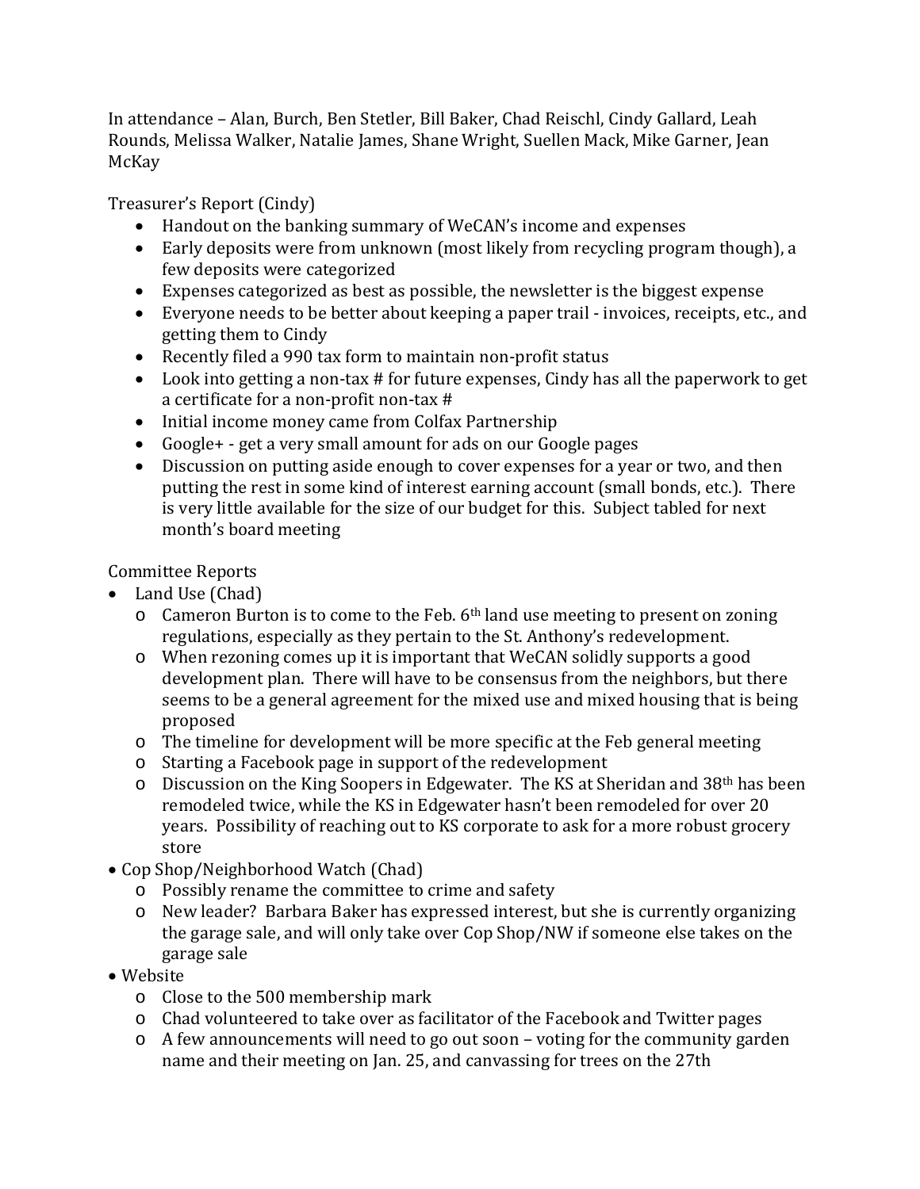In attendance – Alan, Burch, Ben Stetler, Bill Baker, Chad Reischl, Cindy Gallard, Leah Rounds, Melissa Walker, Natalie James, Shane Wright, Suellen Mack, Mike Garner, Jean McKay

Treasurer's Report (Cindy)

- Handout on the banking summary of WeCAN's income and expenses
- Early deposits were from unknown (most likely from recycling program though), a few deposits were categorized
- Expenses categorized as best as possible, the newsletter is the biggest expense
- Everyone needs to be better about keeping a paper trail - invoices, receipts, etc., and getting them to Cindy
- Recently filed a 990 tax form to maintain non-profit status
- Look into getting a non-tax #for future expenses, Cindy has all the paperwork to get a certificate for a non-profit non-tax #
- Initial income money came from Colfax Partnership
- Google+ - get a very small amount for ads on our Google pages
- Discussion on putting aside enough to cover expenses for a year or two, and then putting the rest in some kind of interest earning account (small bonds, etc.). There is very little available for the size of our budget for this. Subject tabled for next month's board meeting

Committee Reports

- Land Use (Chad)
  - Cameron Burton is to come to the Feb. 6th land use meeting to present on zoning regulations, especially as they pertain to the St. Anthony's redevelopment.
  - When rezoning comes up it is important that WeCAN solidly supports a good development plan. There will have to be consensus from the neighbors, but there seems to be a general agreement for the mixed use and mixed housing that is being proposed
  - The timeline for development will be more specific at the Feb general meeting
  - Starting a Facebook page in support of the redevelopment
  - Discussion on the King Soopers in Edgewater. The KS at Sheridan and 38th has been remodeled twice, while the KS in Edgewater hasn't been remodeled for over 20 years. Possibility of reaching out to KS corporate to ask for a more robust grocery store
- Cop Shop/Neighborhood Watch (Chad)
  - Possibly rename the committee to crime and safety
  - New leader? Barbara Baker has expressed interest, but she is currently organizing the garage sale, and will only take over Cop Shop/NW if someone else takes on the garage sale
- Website
  - Close to the 500 membership mark
  - Chad volunteered to take over as facilitator of the Facebook and Twitter pages
  - A few announcements will need to go out soon – voting for the community garden name and their meeting on Jan. 25, and canvassing for trees on the 27th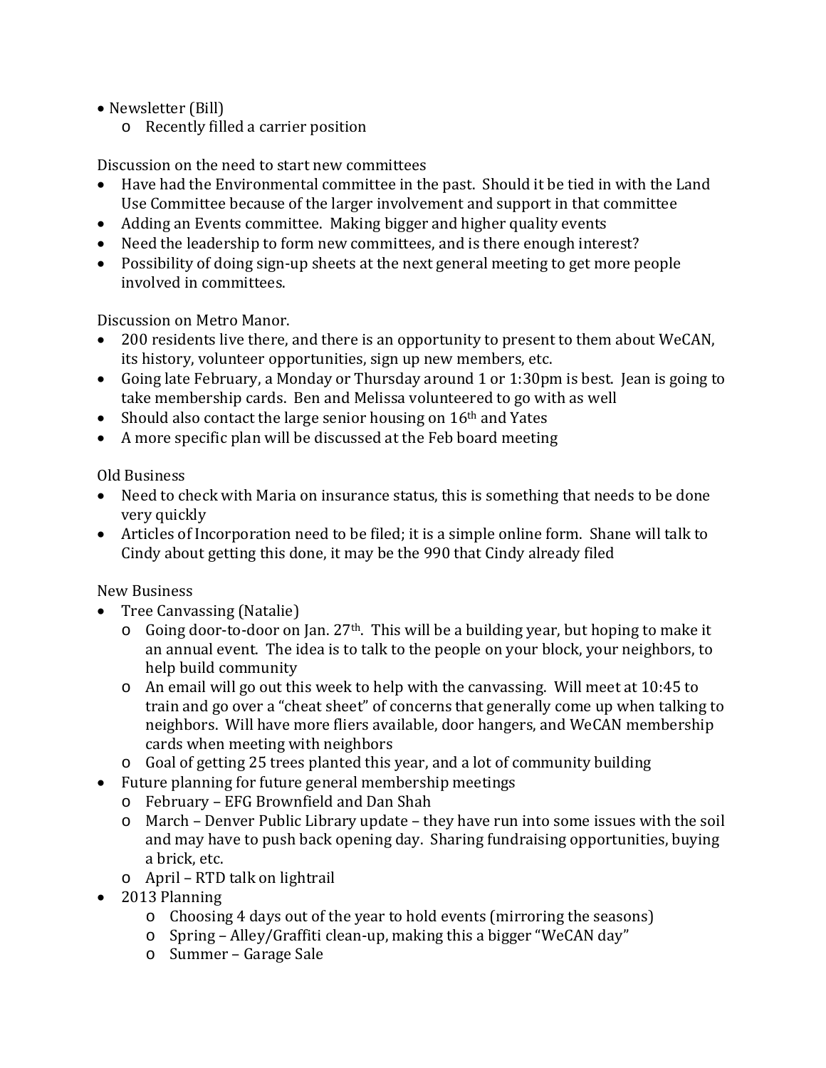- Newsletter (Bill)
  - Recently filled a carrier position

Discussion on the need to start new committees

- Have had the Environmental committee in the past. Should it be tied in with the Land Use Committee because of the larger involvement and support in that committee
- Adding an Events committee. Making bigger and higher quality events
- Need the leadership to form new committees, and is there enough interest?
- Possibility of doing sign-up sheets at the next general meeting to get more people involved in committees.

Discussion on Metro Manor.

- 200 residents live there, and there is an opportunity to present to them about WeCAN, its history, volunteer opportunities, sign up new members, etc.
- Going late February, a Monday or Thursday around 1 or 1:30pm is best. Jean is going to take membership cards. Ben and Melissa volunteered to go with as well
- Should also contact the large senior housing on 16th and Yates
- A more specific plan will be discussed at the Feb board meeting

Old Business

- Need to check with Maria on insurance status, this is something that needs to be done very quickly
- Articles of Incorporation need to be filed; it is a simple online form. Shane will talk to Cindy about getting this done, it may be the 990 that Cindy already filed

New Business

- Tree Canvassing (Natalie)
  - Going door-to-door on Jan. 27th. This will be a building year, but hoping to make it an annual event. The idea is to talk to the people on your block, your neighbors, to help build community
  - An email will go out this week to help with the canvassing. Will meet at 10:45 to train and go over a "cheat sheet" of concerns that generally come up when talking to neighbors. Will have more fliers available, door hangers, and WeCAN membership cards when meeting with neighbors
  - Goal of getting 25 trees planted this year, and a lot of community building
- Future planning for future general membership meetings
  - February – EFG Brownfield and Dan Shah
  - March – Denver Public Library update – they have run into some issues with the soil and may have to push back opening day. Sharing fundraising opportunities, buying a brick, etc.
  - April – RTD talk on lightrail
- 2013 Planning
  - Choosing 4 days out of the year to hold events (mirroring the seasons)
  - Spring – Alley/Graffiti clean-up, making this a bigger "WeCAN day"
  - Summer – Garage Sale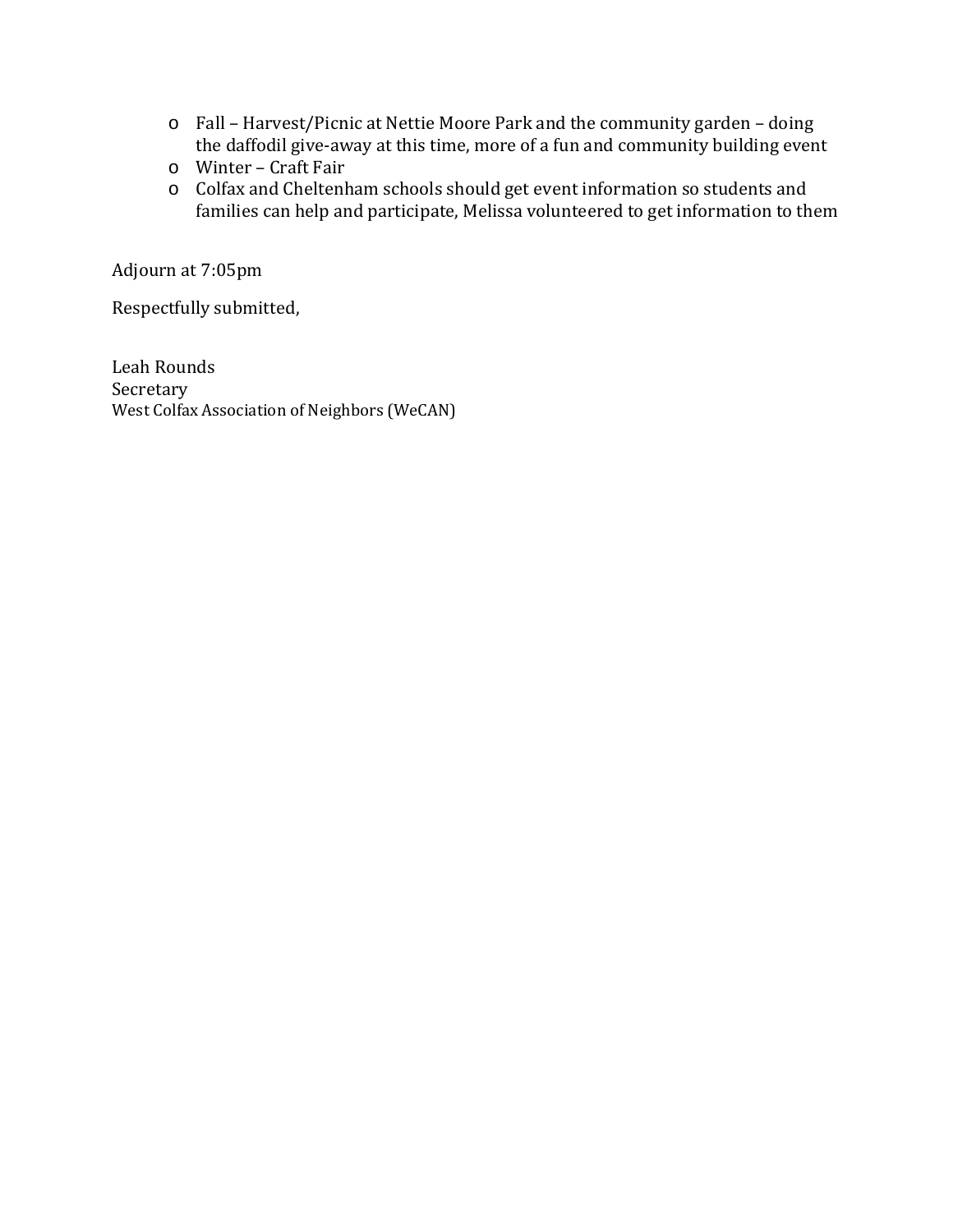- Fall – Harvest/Picnic at Nettie Moore Park and the community garden – doing the daffodil give-away at this time, more of a fun and community building event
- Winter – Craft Fair
- Colfax and Cheltenham schools should get event information so students and families can help and participate, Melissa volunteered to get information to them

Adjourn at 7:05pm

Respectfully submitted,

Leah Rounds
Secretary
West Colfax Association of Neighbors (WeCAN)